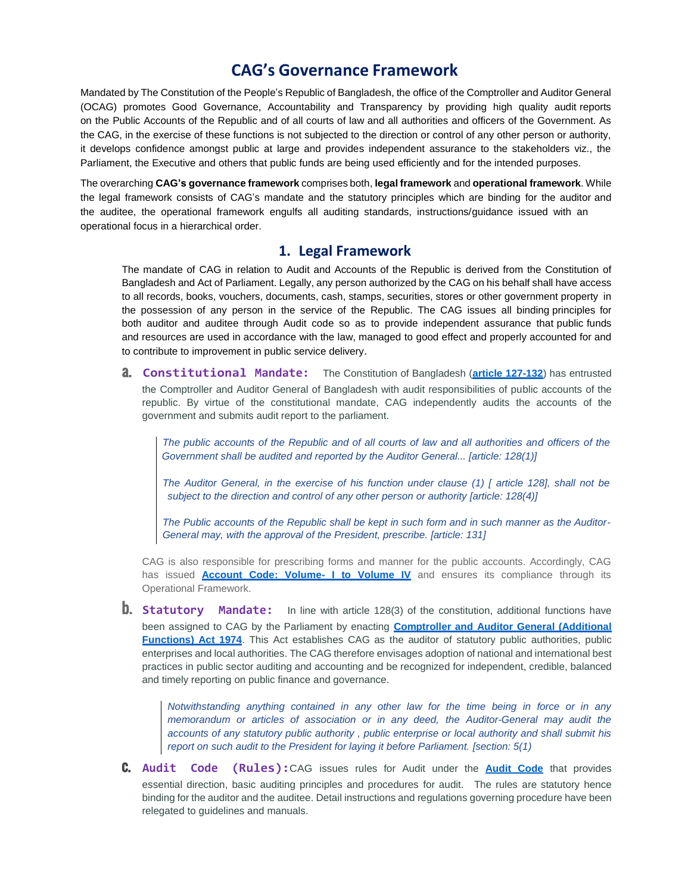# CAG's Governance Framework

Mandated by The Constitution of the People's Republic of Bangladesh, the office of the Comptroller and Auditor General (OCAG) promotes Good Governance, Accountability and Transparency by providing high quality audit reports on the Public Accounts of the Republic and of all courts of law and all authorities and officers of the Government. As the CAG, in the exercise of these functions is not subjected to the direction or control of any other person or authority, it develops confidence amongst public at large and provides independent assurance to the stakeholders viz., the Parliament, the Executive and others that public funds are being used efficiently and for the intended purposes.

The overarching **CAG's governance framework** comprises both, **legal framework** and **operational framework**. While the legal framework consists of CAG's mandate and the statutory principles which are binding for the auditor and the auditee, the operational framework engulfs all auditing standards, instructions/guidance issued with an operational focus in a hierarchical order.

## 1. Legal Framework

The mandate of CAG in relation to Audit and Accounts of the Republic is derived from the Constitution of Bangladesh and Act of Parliament. Legally, any person authorized by the CAG on his behalf shall have access to all records, books, vouchers, documents, cash, stamps, securities, stores or other government property in the possession of any person in the service of the Republic. The CAG issues all binding principles for both auditor and auditee through Audit code so as to provide independent assurance that public funds and resources are used in accordance with the law, managed to good effect and properly accounted for and to contribute to improvement in public service delivery.

**a. Constitutional Mandate:** The Constitution of Bangladesh (**article 127-132**) has entrusted the Comptroller and Auditor General of Bangladesh with audit responsibilities of public accounts of the republic. By virtue of the constitutional mandate, CAG independently audits the accounts of the government and submits audit report to the parliament.

> *The public accounts of the Republic and of all courts of law and all authorities and officers of the Government shall be audited and reported by the Auditor General... [article: 128(1)]*
>
> *The Auditor General, in the exercise of his function under clause (1) [ article 128], shall not be subject to the direction and control of any other person or authority [article: 128(4)]*
>
> *The Public accounts of the Republic shall be kept in such form and in such manner as the Auditor-General may, with the approval of the President, prescribe. [article: 131]*

CAG is also responsible for prescribing forms and manner for the public accounts. Accordingly, CAG has issued **Account Code: Volume- I to Volume IV** and ensures its compliance through its Operational Framework.

**b. Statutory Mandate:** In line with article 128(3) of the constitution, additional functions have been assigned to CAG by the Parliament by enacting **Comptroller and Auditor General (Additional Functions) Act 1974**. This Act establishes CAG as the auditor of statutory public authorities, public enterprises and local authorities. The CAG therefore envisages adoption of national and international best practices in public sector auditing and accounting and be recognized for independent, credible, balanced and timely reporting on public finance and governance.

> *Notwithstanding anything contained in any other law for the time being in force or in any memorandum or articles of association or in any deed, the Auditor-General may audit the accounts of any statutory public authority , public enterprise or local authority and shall submit his report on such audit to the President for laying it before Parliament. [section: 5(1)]*

**c. Audit Code (Rules):** CAG issues rules for Audit under the **Audit Code** that provides essential direction, basic auditing principles and procedures for audit. The rules are statutory hence binding for the auditor and the auditee. Detail instructions and regulations governing procedure have been relegated to guidelines and manuals.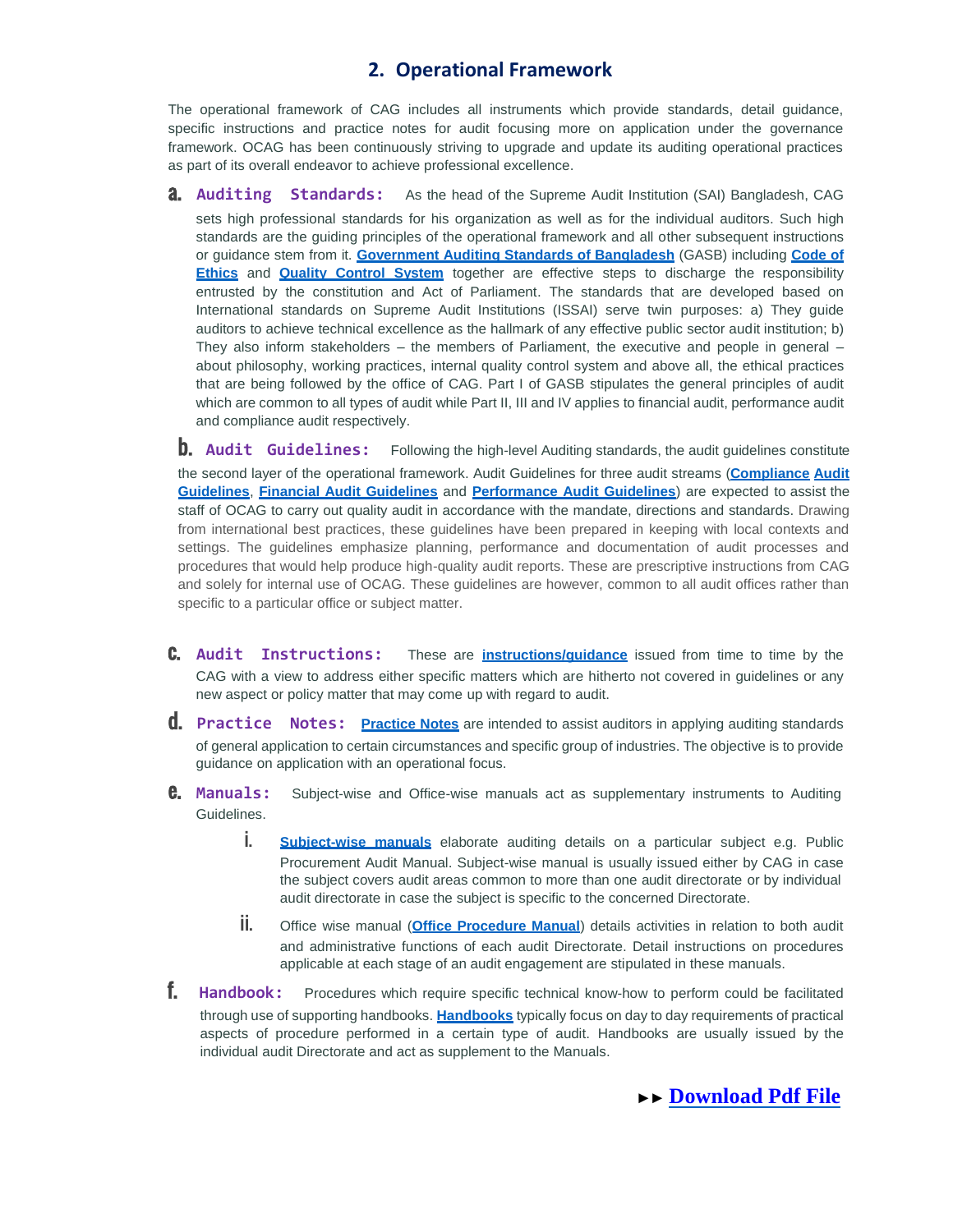## 2. Operational Framework

The operational framework of CAG includes all instruments which provide standards, detail guidance, specific instructions and practice notes for audit focusing more on application under the governance framework. OCAG has been continuously striving to upgrade and update its auditing operational practices as part of its overall endeavor to achieve professional excellence.

a. **Auditing Standards:** As the head of the Supreme Audit Institution (SAI) Bangladesh, CAG sets high professional standards for his organization as well as for the individual auditors. Such high standards are the guiding principles of the operational framework and all other subsequent instructions or guidance stem from it. **Government Auditing Standards of Bangladesh** (GASB) including **Code of Ethics** and **Quality Control System** together are effective steps to discharge the responsibility entrusted by the constitution and Act of Parliament. The standards that are developed based on International standards on Supreme Audit Institutions (ISSAI) serve twin purposes: a) They guide auditors to achieve technical excellence as the hallmark of any effective public sector audit institution; b) They also inform stakeholders – the members of Parliament, the executive and people in general – about philosophy, working practices, internal quality control system and above all, the ethical practices that are being followed by the office of CAG. Part I of GASB stipulates the general principles of audit which are common to all types of audit while Part II, III and IV applies to financial audit, performance audit and compliance audit respectively.

b. **Audit Guidelines:** Following the high-level Auditing standards, the audit guidelines constitute the second layer of the operational framework. Audit Guidelines for three audit streams (**Compliance Audit Guidelines**, **Financial Audit Guidelines** and **Performance Audit Guidelines**) are expected to assist the staff of OCAG to carry out quality audit in accordance with the mandate, directions and standards. Drawing from international best practices, these guidelines have been prepared in keeping with local contexts and settings. The guidelines emphasize planning, performance and documentation of audit processes and procedures that would help produce high-quality audit reports. These are prescriptive instructions from CAG and solely for internal use of OCAG. These guidelines are however, common to all audit offices rather than specific to a particular office or subject matter.

c. **Audit Instructions:** These are **instructions/guidance** issued from time to time by the CAG with a view to address either specific matters which are hitherto not covered in guidelines or any new aspect or policy matter that may come up with regard to audit.

d. **Practice Notes:** **Practice Notes** are intended to assist auditors in applying auditing standards of general application to certain circumstances and specific group of industries. The objective is to provide guidance on application with an operational focus.

e. **Manuals:** Subject-wise and Office-wise manuals act as supplementary instruments to Auditing Guidelines.

   i. **Subject-wise manuals** elaborate auditing details on a particular subject e.g. Public Procurement Audit Manual. Subject-wise manual is usually issued either by CAG in case the subject covers audit areas common to more than one audit directorate or by individual audit directorate in case the subject is specific to the concerned Directorate.

   ii. Office wise manual (**Office Procedure Manual**) details activities in relation to both audit and administrative functions of each audit Directorate. Detail instructions on procedures applicable at each stage of an audit engagement are stipulated in these manuals.

f. **Handbook:** Procedures which require specific technical know-how to perform could be facilitated through use of supporting handbooks. **Handbooks** typically focus on day to day requirements of practical aspects of procedure performed in a certain type of audit. Handbooks are usually issued by the individual audit Directorate and act as supplement to the Manuals.

►► **Download Pdf File**